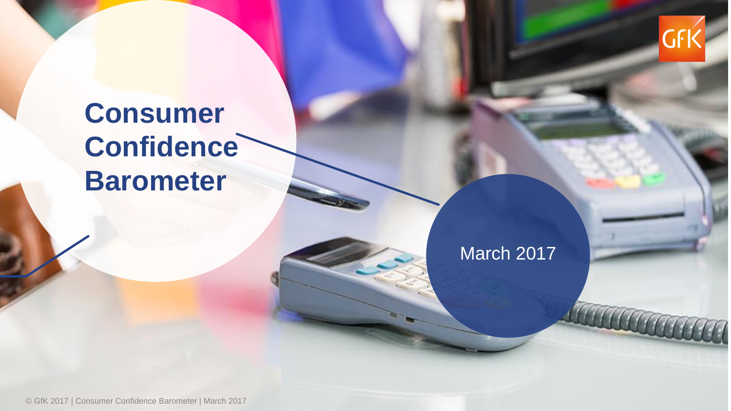# Consumer Confidence Barometer

March 2017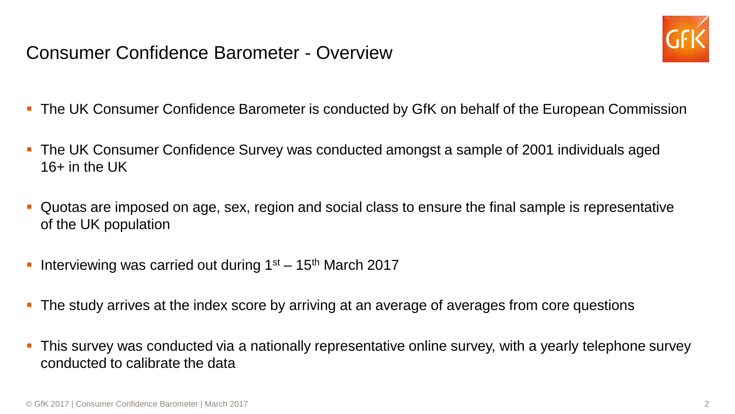# Consumer Confidence Barometer - Overview

- The UK Consumer Confidence Barometer is conducted by GfK on behalf of the European Commission
- The UK Consumer Confidence Survey was conducted amongst a sample of 2001 individuals aged 16+ in the UK
- Quotas are imposed on age, sex, region and social class to ensure the final sample is representative of the UK population
- Interviewing was carried out during 1st – 15th March 2017
- The study arrives at the index score by arriving at an average of averages from core questions
- This survey was conducted via a nationally representative online survey, with a yearly telephone survey conducted to calibrate the data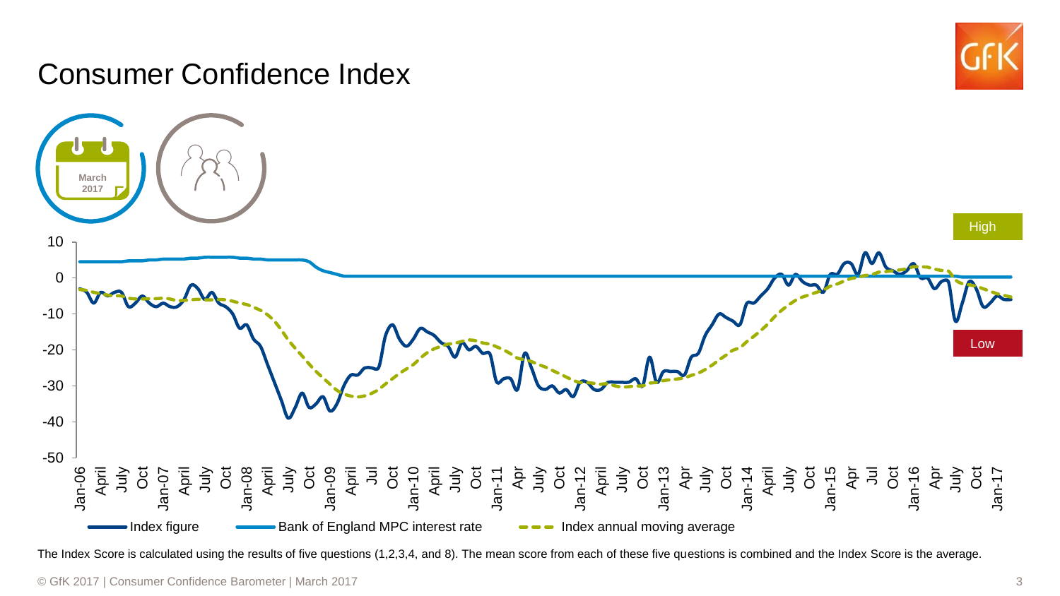# Consumer Confidence Index

March 2017

High

Low

Index figure — Bank of England MPC interest rate — Index annual moving average

The Index Score is calculated using the results of five questions (1,2,3,4, and 8). The mean score from each of these five questions is combined and the Index Score is the average.

© GfK 2017 | Consumer Confidence Barometer | March 2017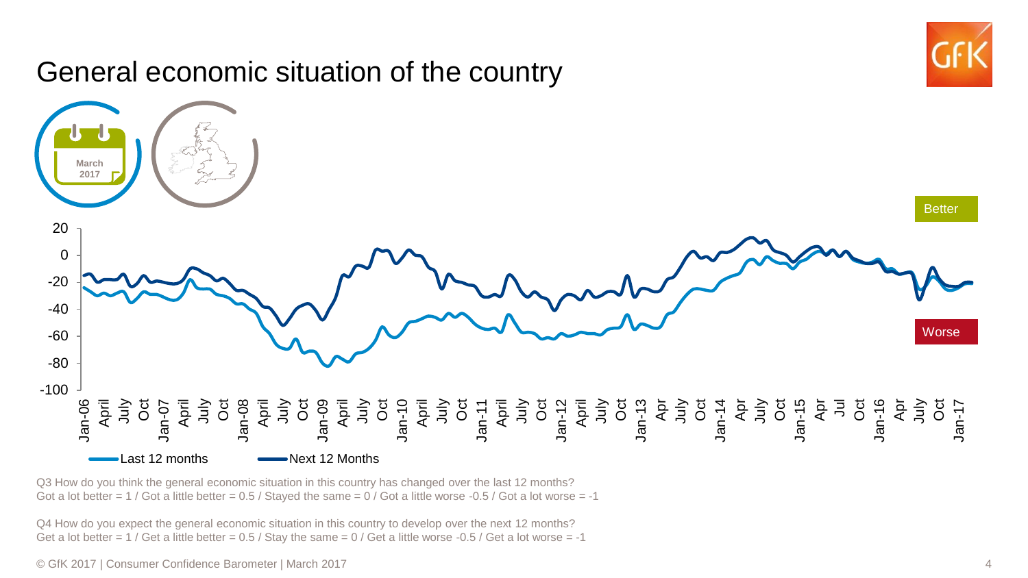# General economic situation of the country

March 2017

Better

Worse

Last 12 months
Next 12 Months

Q3 How do you think the general economic situation in this country has changed over the last 12 months?
Got a lot better = 1 / Got a little better = 0.5 / Stayed the same = 0 / Got a little worse -0.5 / Got a lot worse = -1

Q4 How do you expect the general economic situation in this country to develop over the next 12 months?
Get a lot better = 1 / Get a little better = 0.5 / Stay the same = 0 / Get a little worse -0.5 / Get a lot worse = -1

© GfK 2017 | Consumer Confidence Barometer | March 2017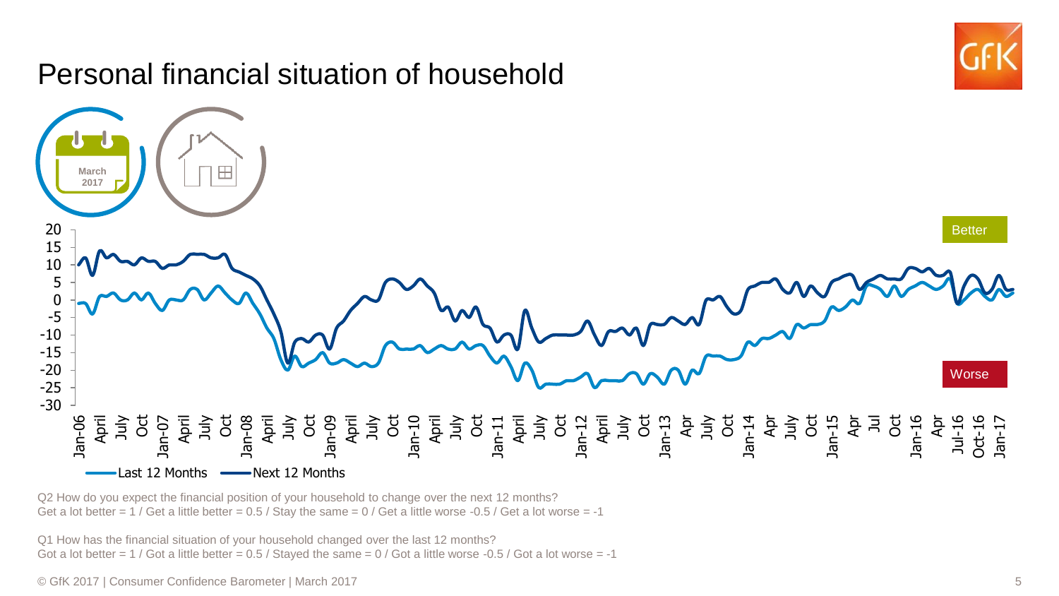# Personal financial situation of household

Last 12 Months — Next 12 Months

Q2 How do you expect the financial position of your household to change over the next 12 months?
Get a lot better = 1 / Get a little better = 0.5 / Stay the same = 0 / Get a little worse -0.5 / Get a lot worse = -1

Q1 How has the financial situation of your household changed over the last 12 months?
Got a lot better = 1 / Got a little better = 0.5 / Stayed the same = 0 / Got a little worse -0.5 / Got a lot worse = -1

© GfK 2017 | Consumer Confidence Barometer | March 2017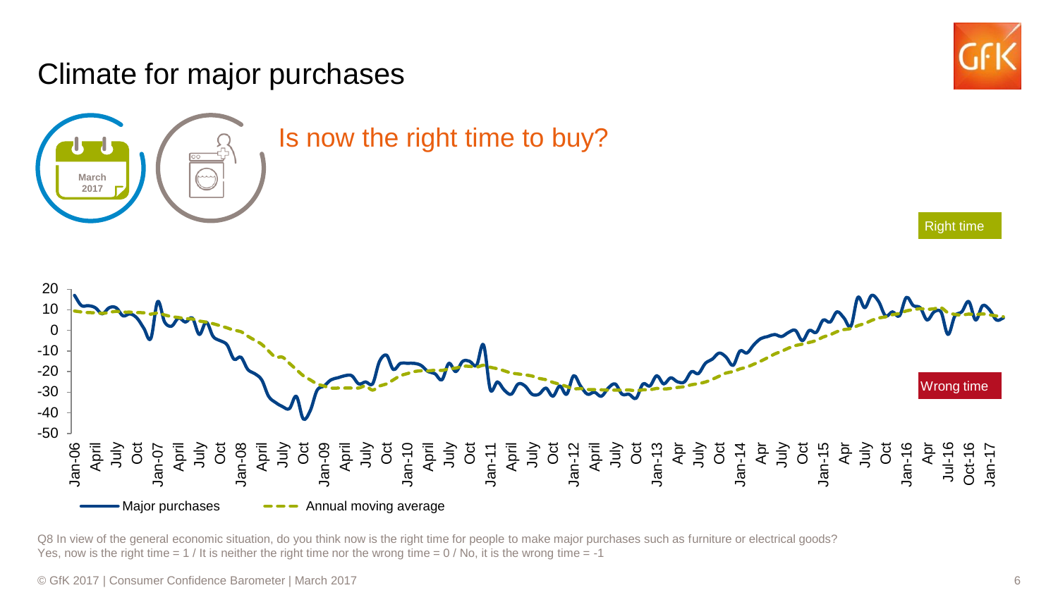# Climate for major purchases

March 2017

## Is now the right time to buy?

Right time

Wrong time

Major purchases — Annual moving average

Q8 In view of the general economic situation, do you think now is the right time for people to make major purchases such as furniture or electrical goods?
Yes, now is the right time = 1 / It is neither the right time nor the wrong time = 0 / No, it is the wrong time = -1

© GfK 2017 | Consumer Confidence Barometer | March 2017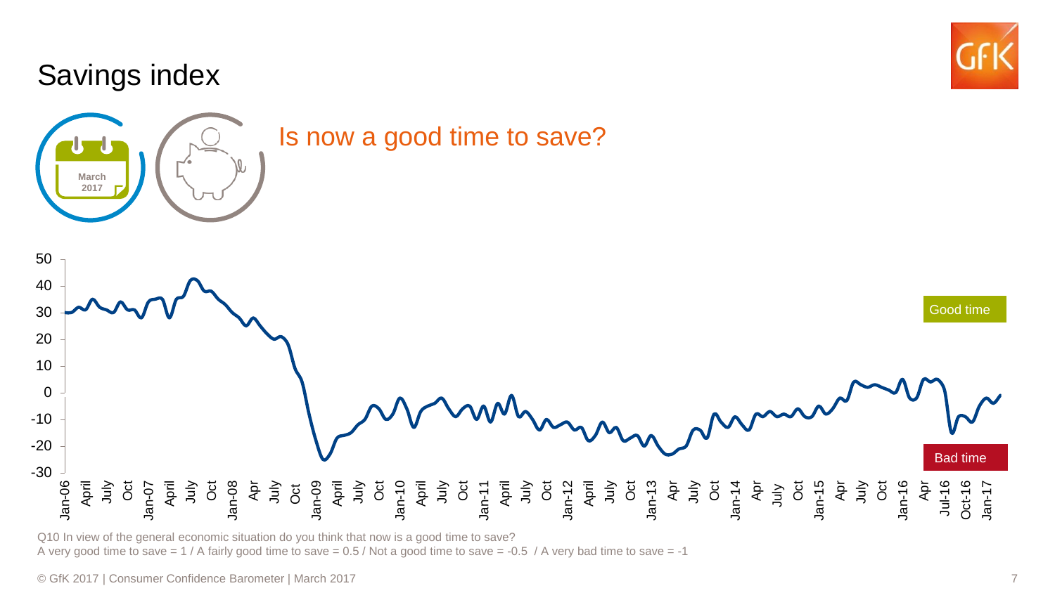# Savings index

March 2017

## Is now a good time to save?

50
40
30
20
10
0
-10
-20
-30

Good time

Bad time

Jan-06, April, July, Oct, Jan-07, April, July, Oct, Jan-08, Apr, July, Oct, Jan-09, April, July, Oct, Jan-10, April, July, Oct, Jan-11, April, July, Oct, Jan-12, April, July, Oct, Jan-13, Apr, July, Oct, Jan-14, Apr, July, Oct, Jan-15, Apr, July, Oct, Jan-16, Apr, Jul-16, Oct-16, Jan-17

Q10 In view of the general economic situation do you think that now is a good time to save?
A very good time to save = 1 / A fairly good time to save = 0.5 / Not a good time to save = -0.5 / A very bad time to save = -1

© GfK 2017 | Consumer Confidence Barometer | March 2017